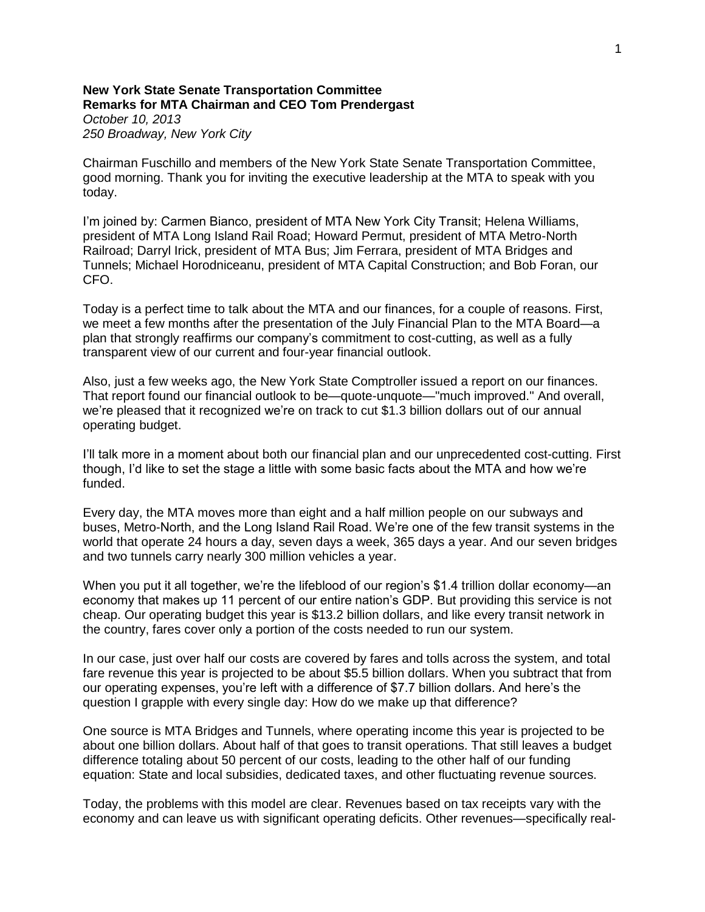**New York State Senate Transportation Committee**
**Remarks for MTA Chairman and CEO Tom Prendergast**
*October 10, 2013*
*250 Broadway, New York City*

Chairman Fuschillo and members of the New York State Senate Transportation Committee, good morning. Thank you for inviting the executive leadership at the MTA to speak with you today.

I'm joined by: Carmen Bianco, president of MTA New York City Transit; Helena Williams, president of MTA Long Island Rail Road; Howard Permut, president of MTA Metro-North Railroad; Darryl Irick, president of MTA Bus; Jim Ferrara, president of MTA Bridges and Tunnels; Michael Horodniceanu, president of MTA Capital Construction; and Bob Foran, our CFO.

Today is a perfect time to talk about the MTA and our finances, for a couple of reasons. First, we meet a few months after the presentation of the July Financial Plan to the MTA Board—a plan that strongly reaffirms our company's commitment to cost-cutting, as well as a fully transparent view of our current and four-year financial outlook.

Also, just a few weeks ago, the New York State Comptroller issued a report on our finances. That report found our financial outlook to be—quote-unquote—"much improved." And overall, we're pleased that it recognized we're on track to cut $1.3 billion dollars out of our annual operating budget.

I'll talk more in a moment about both our financial plan and our unprecedented cost-cutting. First though, I'd like to set the stage a little with some basic facts about the MTA and how we're funded.

Every day, the MTA moves more than eight and a half million people on our subways and buses, Metro-North, and the Long Island Rail Road. We're one of the few transit systems in the world that operate 24 hours a day, seven days a week, 365 days a year. And our seven bridges and two tunnels carry nearly 300 million vehicles a year.

When you put it all together, we're the lifeblood of our region's $1.4 trillion dollar economy—an economy that makes up 11 percent of our entire nation's GDP. But providing this service is not cheap. Our operating budget this year is $13.2 billion dollars, and like every transit network in the country, fares cover only a portion of the costs needed to run our system.

In our case, just over half our costs are covered by fares and tolls across the system, and total fare revenue this year is projected to be about $5.5 billion dollars. When you subtract that from our operating expenses, you're left with a difference of $7.7 billion dollars. And here's the question I grapple with every single day: How do we make up that difference?

One source is MTA Bridges and Tunnels, where operating income this year is projected to be about one billion dollars. About half of that goes to transit operations. That still leaves a budget difference totaling about 50 percent of our costs, leading to the other half of our funding equation: State and local subsidies, dedicated taxes, and other fluctuating revenue sources.

Today, the problems with this model are clear. Revenues based on tax receipts vary with the economy and can leave us with significant operating deficits. Other revenues—specifically real-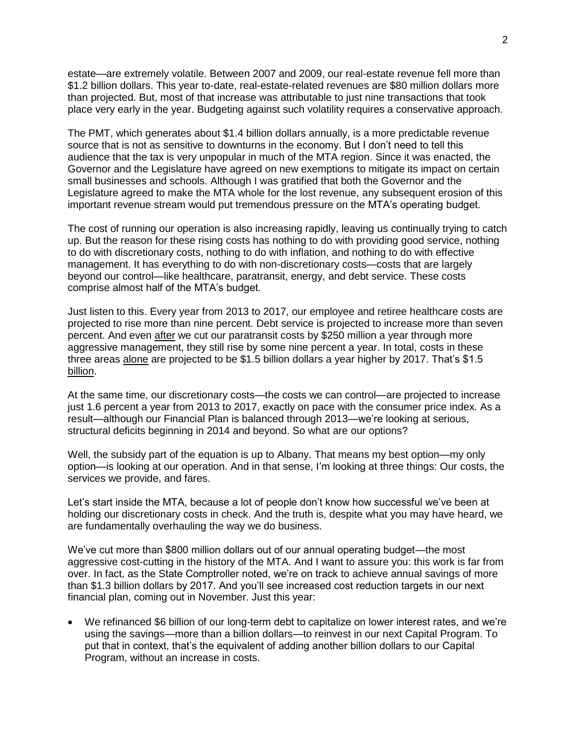estate—are extremely volatile. Between 2007 and 2009, our real-estate revenue fell more than $1.2 billion dollars. This year to-date, real-estate-related revenues are $80 million dollars more than projected. But, most of that increase was attributable to just nine transactions that took place very early in the year. Budgeting against such volatility requires a conservative approach.

The PMT, which generates about $1.4 billion dollars annually, is a more predictable revenue source that is not as sensitive to downturns in the economy. But I don't need to tell this audience that the tax is very unpopular in much of the MTA region. Since it was enacted, the Governor and the Legislature have agreed on new exemptions to mitigate its impact on certain small businesses and schools. Although I was gratified that both the Governor and the Legislature agreed to make the MTA whole for the lost revenue, any subsequent erosion of this important revenue stream would put tremendous pressure on the MTA's operating budget.

The cost of running our operation is also increasing rapidly, leaving us continually trying to catch up. But the reason for these rising costs has nothing to do with providing good service, nothing to do with discretionary costs, nothing to do with inflation, and nothing to do with effective management. It has everything to do with non-discretionary costs—costs that are largely beyond our control—like healthcare, paratransit, energy, and debt service. These costs comprise almost half of the MTA's budget.

Just listen to this. Every year from 2013 to 2017, our employee and retiree healthcare costs are projected to rise more than nine percent. Debt service is projected to increase more than seven percent. And even <u>after</u> we cut our paratransit costs by $250 million a year through more aggressive management, they still rise by some nine percent a year. In total, costs in these three areas <u>alone</u> are projected to be $1.5 billion dollars a year higher by 2017. That's $1.5 <u>billion</u>.

At the same time, our discretionary costs—the costs we can control—are projected to increase just 1.6 percent a year from 2013 to 2017, exactly on pace with the consumer price index. As a result—although our Financial Plan is balanced through 2013—we're looking at serious, structural deficits beginning in 2014 and beyond. So what are our options?

Well, the subsidy part of the equation is up to Albany. That means my best option—my only option—is looking at our operation. And in that sense, I'm looking at three things: Our costs, the services we provide, and fares.

Let's start inside the MTA, because a lot of people don't know how successful we've been at holding our discretionary costs in check. And the truth is, despite what you may have heard, we are fundamentally overhauling the way we do business.

We've cut more than $800 million dollars out of our annual operating budget—the most aggressive cost-cutting in the history of the MTA. And I want to assure you: this work is far from over. In fact, as the State Comptroller noted, we're on track to achieve annual savings of more than $1.3 billion dollars by 2017. And you'll see increased cost reduction targets in our next financial plan, coming out in November. Just this year:

- We refinanced $6 billion of our long-term debt to capitalize on lower interest rates, and we're using the savings—more than a billion dollars—to reinvest in our next Capital Program. To put that in context, that's the equivalent of adding another billion dollars to our Capital Program, without an increase in costs.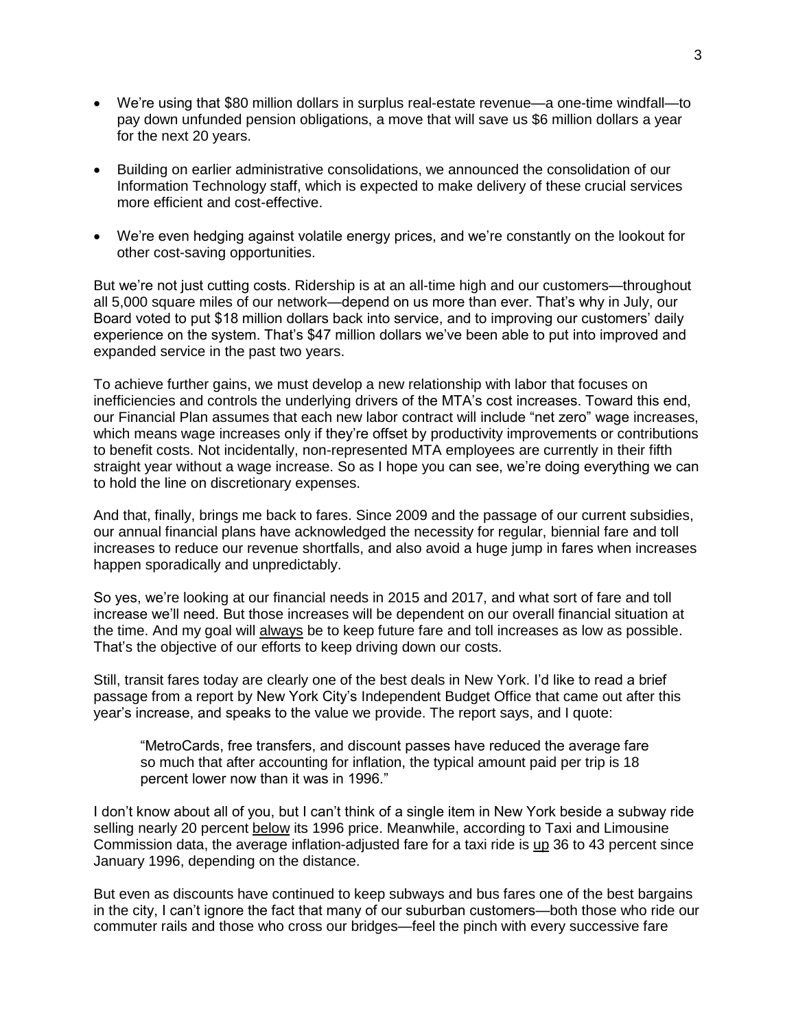- We're using that $80 million dollars in surplus real-estate revenue—a one-time windfall—to pay down unfunded pension obligations, a move that will save us $6 million dollars a year for the next 20 years.

- Building on earlier administrative consolidations, we announced the consolidation of our Information Technology staff, which is expected to make delivery of these crucial services more efficient and cost-effective.

- We're even hedging against volatile energy prices, and we're constantly on the lookout for other cost-saving opportunities.

But we're not just cutting costs. Ridership is at an all-time high and our customers—throughout all 5,000 square miles of our network—depend on us more than ever. That's why in July, our Board voted to put $18 million dollars back into service, and to improving our customers' daily experience on the system. That's $47 million dollars we've been able to put into improved and expanded service in the past two years.

To achieve further gains, we must develop a new relationship with labor that focuses on inefficiencies and controls the underlying drivers of the MTA's cost increases. Toward this end, our Financial Plan assumes that each new labor contract will include "net zero" wage increases, which means wage increases only if they're offset by productivity improvements or contributions to benefit costs. Not incidentally, non-represented MTA employees are currently in their fifth straight year without a wage increase. So as I hope you can see, we're doing everything we can to hold the line on discretionary expenses.

And that, finally, brings me back to fares. Since 2009 and the passage of our current subsidies, our annual financial plans have acknowledged the necessity for regular, biennial fare and toll increases to reduce our revenue shortfalls, and also avoid a huge jump in fares when increases happen sporadically and unpredictably.

So yes, we're looking at our financial needs in 2015 and 2017, and what sort of fare and toll increase we'll need. But those increases will be dependent on our overall financial situation at the time. And my goal will <u>always</u> be to keep future fare and toll increases as low as possible. That's the objective of our efforts to keep driving down our costs.

Still, transit fares today are clearly one of the best deals in New York. I'd like to read a brief passage from a report by New York City's Independent Budget Office that came out after this year's increase, and speaks to the value we provide. The report says, and I quote:

> "MetroCards, free transfers, and discount passes have reduced the average fare so much that after accounting for inflation, the typical amount paid per trip is 18 percent lower now than it was in 1996."

I don't know about all of you, but I can't think of a single item in New York beside a subway ride selling nearly 20 percent <u>below</u> its 1996 price. Meanwhile, according to Taxi and Limousine Commission data, the average inflation-adjusted fare for a taxi ride is <u>up</u> 36 to 43 percent since January 1996, depending on the distance.

But even as discounts have continued to keep subways and bus fares one of the best bargains in the city, I can't ignore the fact that many of our suburban customers—both those who ride our commuter rails and those who cross our bridges—feel the pinch with every successive fare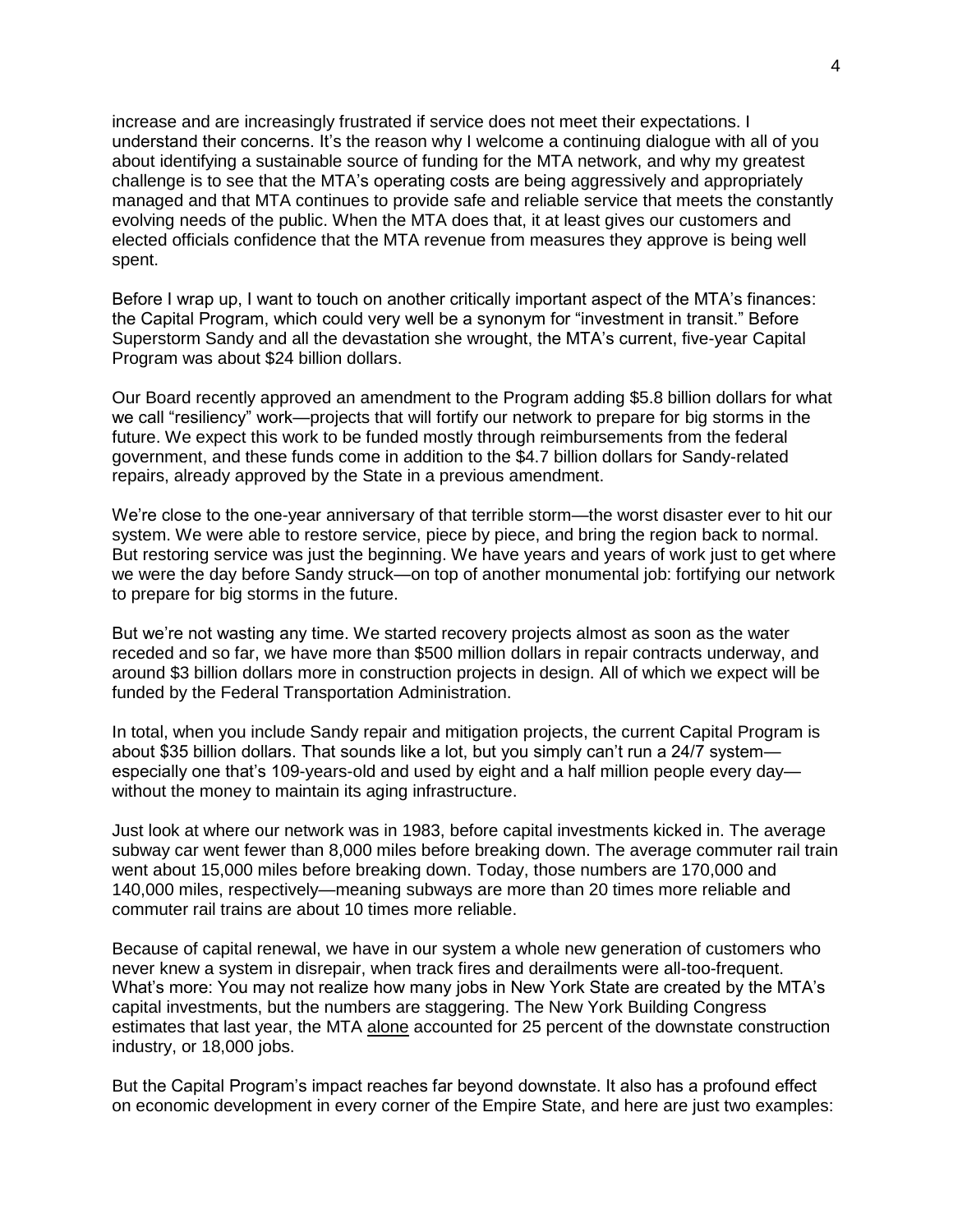increase and are increasingly frustrated if service does not meet their expectations. I understand their concerns. It's the reason why I welcome a continuing dialogue with all of you about identifying a sustainable source of funding for the MTA network, and why my greatest challenge is to see that the MTA's operating costs are being aggressively and appropriately managed and that MTA continues to provide safe and reliable service that meets the constantly evolving needs of the public. When the MTA does that, it at least gives our customers and elected officials confidence that the MTA revenue from measures they approve is being well spent.

Before I wrap up, I want to touch on another critically important aspect of the MTA's finances: the Capital Program, which could very well be a synonym for "investment in transit." Before Superstorm Sandy and all the devastation she wrought, the MTA's current, five-year Capital Program was about $24 billion dollars.

Our Board recently approved an amendment to the Program adding $5.8 billion dollars for what we call "resiliency" work—projects that will fortify our network to prepare for big storms in the future. We expect this work to be funded mostly through reimbursements from the federal government, and these funds come in addition to the $4.7 billion dollars for Sandy-related repairs, already approved by the State in a previous amendment.

We're close to the one-year anniversary of that terrible storm—the worst disaster ever to hit our system. We were able to restore service, piece by piece, and bring the region back to normal. But restoring service was just the beginning. We have years and years of work just to get where we were the day before Sandy struck—on top of another monumental job: fortifying our network to prepare for big storms in the future.

But we're not wasting any time. We started recovery projects almost as soon as the water receded and so far, we have more than $500 million dollars in repair contracts underway, and around $3 billion dollars more in construction projects in design. All of which we expect will be funded by the Federal Transportation Administration.

In total, when you include Sandy repair and mitigation projects, the current Capital Program is about $35 billion dollars. That sounds like a lot, but you simply can't run a 24/7 system—especially one that's 109-years-old and used by eight and a half million people every day—without the money to maintain its aging infrastructure.

Just look at where our network was in 1983, before capital investments kicked in. The average subway car went fewer than 8,000 miles before breaking down. The average commuter rail train went about 15,000 miles before breaking down. Today, those numbers are 170,000 and 140,000 miles, respectively—meaning subways are more than 20 times more reliable and commuter rail trains are about 10 times more reliable.

Because of capital renewal, we have in our system a whole new generation of customers who never knew a system in disrepair, when track fires and derailments were all-too-frequent. What's more: You may not realize how many jobs in New York State are created by the MTA's capital investments, but the numbers are staggering. The New York Building Congress estimates that last year, the MTA <u>alone</u> accounted for 25 percent of the downstate construction industry, or 18,000 jobs.

But the Capital Program's impact reaches far beyond downstate. It also has a profound effect on economic development in every corner of the Empire State, and here are just two examples: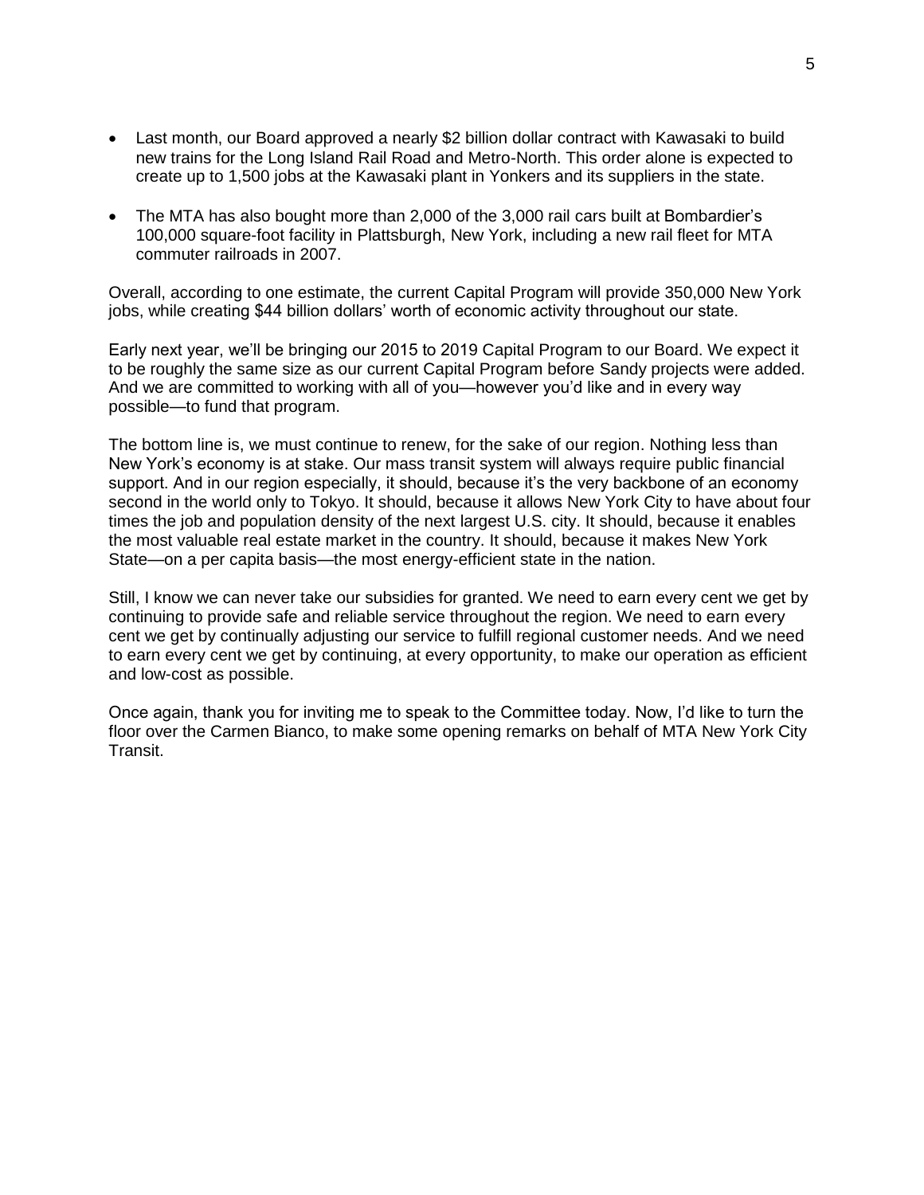- Last month, our Board approved a nearly $2 billion dollar contract with Kawasaki to build new trains for the Long Island Rail Road and Metro-North. This order alone is expected to create up to 1,500 jobs at the Kawasaki plant in Yonkers and its suppliers in the state.
- The MTA has also bought more than 2,000 of the 3,000 rail cars built at Bombardier's 100,000 square-foot facility in Plattsburgh, New York, including a new rail fleet for MTA commuter railroads in 2007.

Overall, according to one estimate, the current Capital Program will provide 350,000 New York jobs, while creating $44 billion dollars' worth of economic activity throughout our state.

Early next year, we'll be bringing our 2015 to 2019 Capital Program to our Board. We expect it to be roughly the same size as our current Capital Program before Sandy projects were added. And we are committed to working with all of you—however you'd like and in every way possible—to fund that program.

The bottom line is, we must continue to renew, for the sake of our region. Nothing less than New York's economy is at stake. Our mass transit system will always require public financial support. And in our region especially, it should, because it's the very backbone of an economy second in the world only to Tokyo. It should, because it allows New York City to have about four times the job and population density of the next largest U.S. city. It should, because it enables the most valuable real estate market in the country. It should, because it makes New York State—on a per capita basis—the most energy-efficient state in the nation.

Still, I know we can never take our subsidies for granted. We need to earn every cent we get by continuing to provide safe and reliable service throughout the region. We need to earn every cent we get by continually adjusting our service to fulfill regional customer needs. And we need to earn every cent we get by continuing, at every opportunity, to make our operation as efficient and low-cost as possible.

Once again, thank you for inviting me to speak to the Committee today. Now, I'd like to turn the floor over the Carmen Bianco, to make some opening remarks on behalf of MTA New York City Transit.